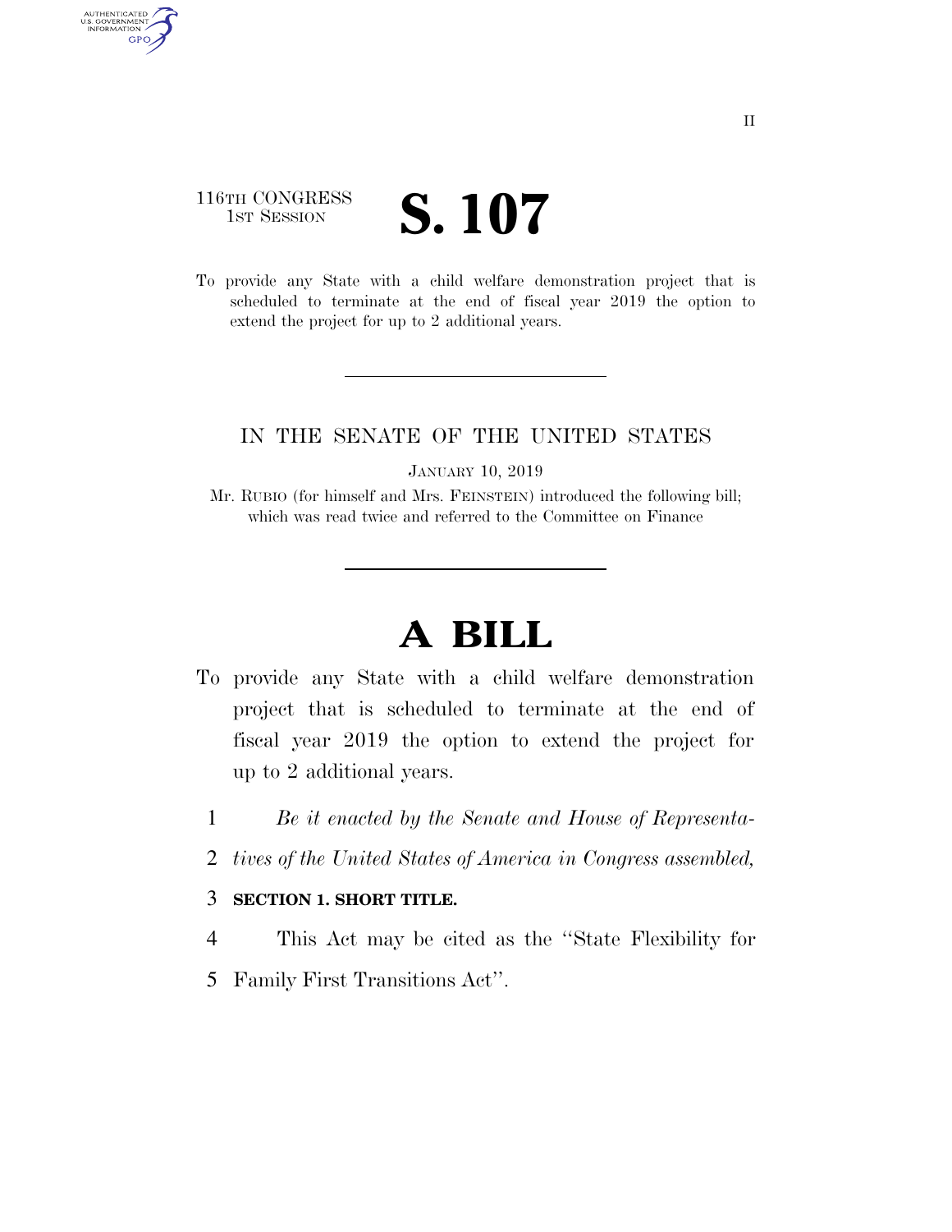116TH CONGRESS
1ST SESSION

# S. 107

To provide any State with a child welfare demonstration project that is scheduled to terminate at the end of fiscal year 2019 the option to extend the project for up to 2 additional years.

IN THE SENATE OF THE UNITED STATES

JANUARY 10, 2019

Mr. RUBIO (for himself and Mrs. FEINSTEIN) introduced the following bill; which was read twice and referred to the Committee on Finance

# A BILL

To provide any State with a child welfare demonstration project that is scheduled to terminate at the end of fiscal year 2019 the option to extend the project for up to 2 additional years.

1 *Be it enacted by the Senate and House of Representa-*
2 *tives of the United States of America in Congress assembled,*

3 **SECTION 1. SHORT TITLE.**

4 This Act may be cited as the ''State Flexibility for
5 Family First Transitions Act''.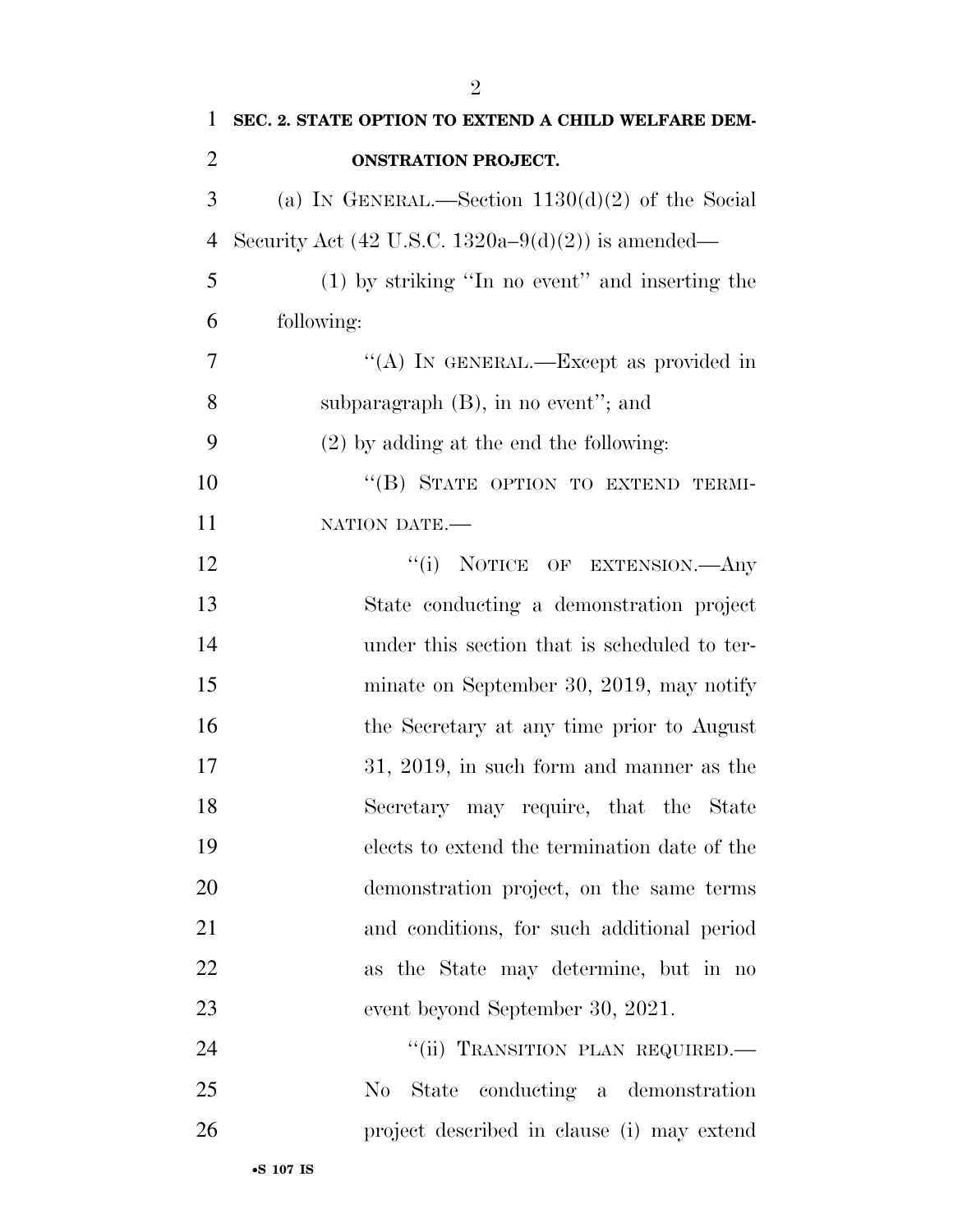## SEC. 2. STATE OPTION TO EXTEND A CHILD WELFARE DEMONSTRATION PROJECT.

(a) IN GENERAL.—Section 1130(d)(2) of the Social Security Act (42 U.S.C. 1320a–9(d)(2)) is amended—

(1) by striking ''In no event'' and inserting the following:

''(A) IN GENERAL.—Except as provided in subparagraph (B), in no event''; and

(2) by adding at the end the following:

''(B) STATE OPTION TO EXTEND TERMINATION DATE.—

''(i) NOTICE OF EXTENSION.—Any State conducting a demonstration project under this section that is scheduled to terminate on September 30, 2019, may notify the Secretary at any time prior to August 31, 2019, in such form and manner as the Secretary may require, that the State elects to extend the termination date of the demonstration project, on the same terms and conditions, for such additional period as the State may determine, but in no event beyond September 30, 2021.

''(ii) TRANSITION PLAN REQUIRED.—No State conducting a demonstration project described in clause (i) may extend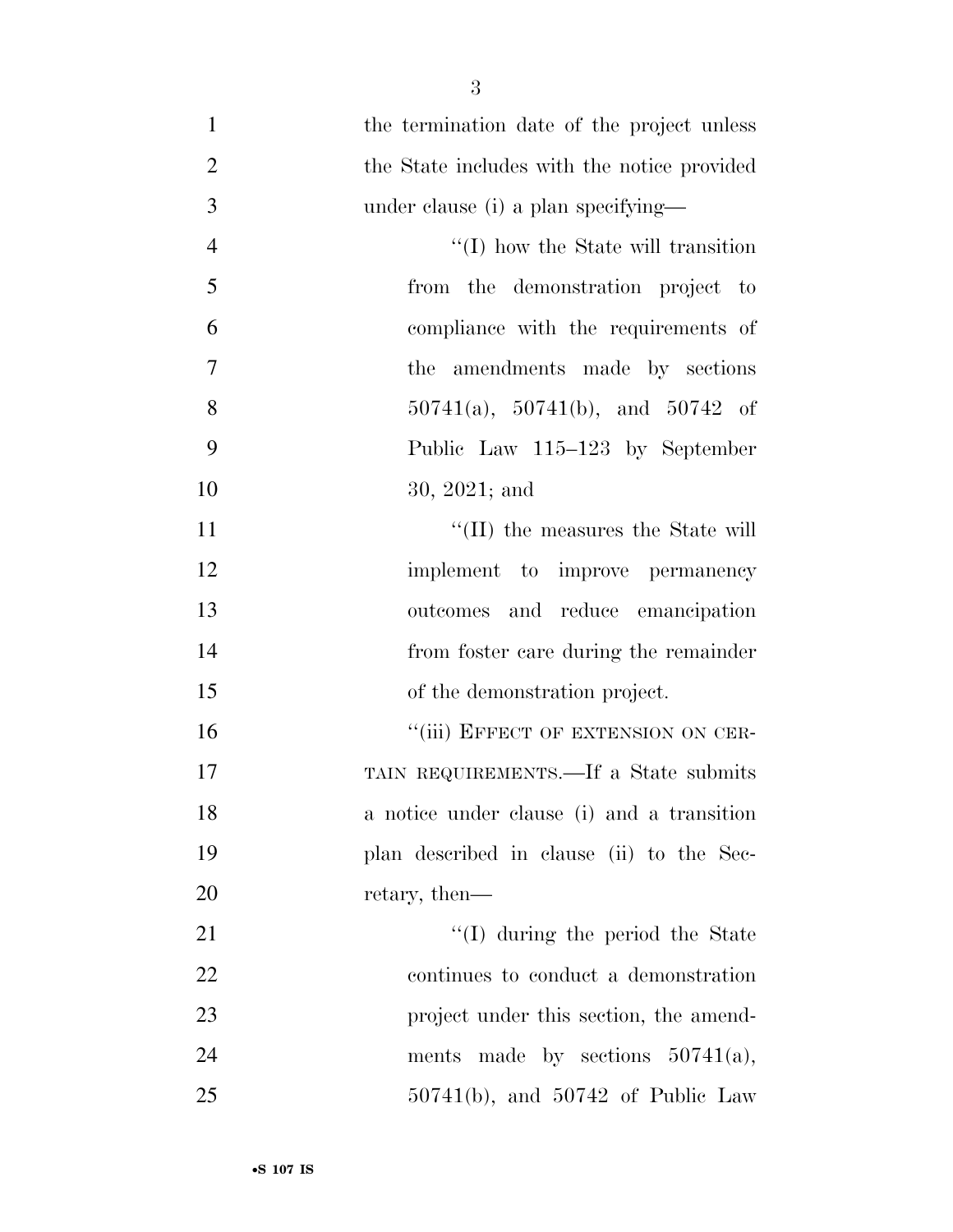the termination date of the project unless the State includes with the notice provided under clause (i) a plan specifying—

''(I) how the State will transition from the demonstration project to compliance with the requirements of the amendments made by sections 50741(a), 50741(b), and 50742 of Public Law 115–123 by September 30, 2021; and

''(II) the measures the State will implement to improve permanency outcomes and reduce emancipation from foster care during the remainder of the demonstration project.

''(iii) EFFECT OF EXTENSION ON CERTAIN REQUIREMENTS.—If a State submits a notice under clause (i) and a transition plan described in clause (ii) to the Secretary, then—

''(I) during the period the State continues to conduct a demonstration project under this section, the amendments made by sections 50741(a), 50741(b), and 50742 of Public Law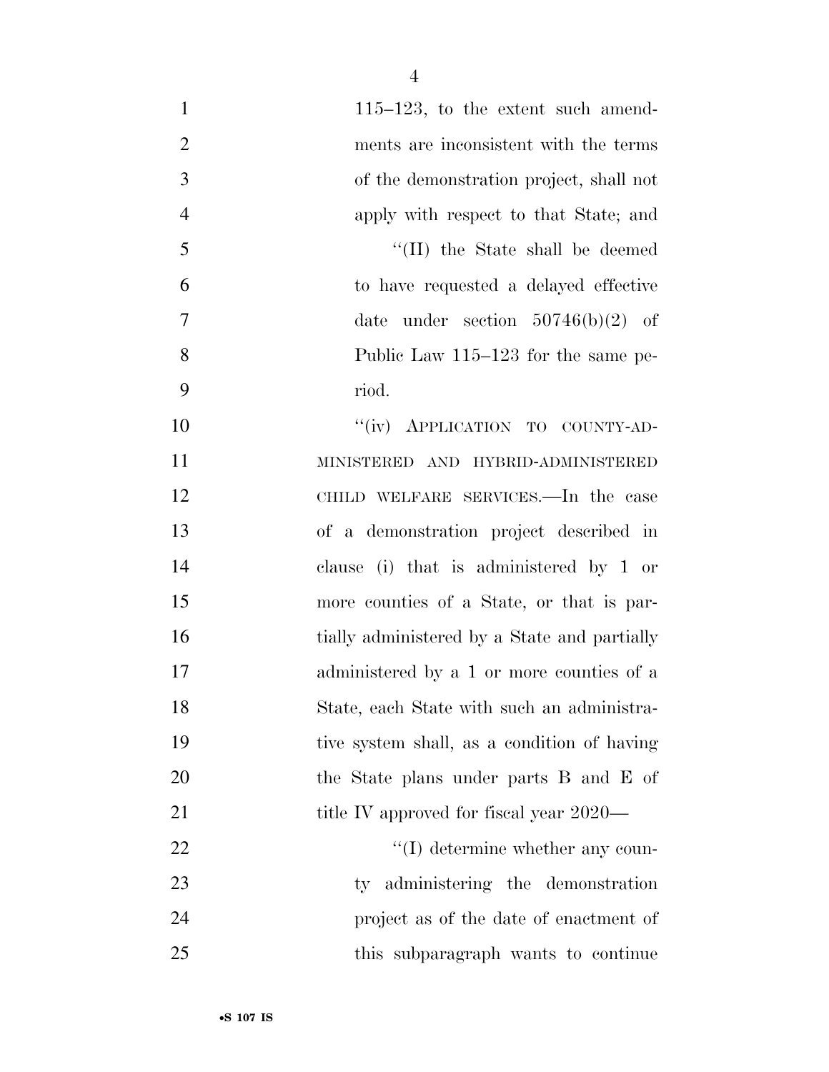115–123, to the extent such amendments are inconsistent with the terms of the demonstration project, shall not apply with respect to that State; and

"(II) the State shall be deemed to have requested a delayed effective date under section 50746(b)(2) of Public Law 115–123 for the same period.

"(iv) APPLICATION TO COUNTY-ADMINISTERED AND HYBRID-ADMINISTERED CHILD WELFARE SERVICES.—In the case of a demonstration project described in clause (i) that is administered by 1 or more counties of a State, or that is partially administered by a State and partially administered by a 1 or more counties of a State, each State with such an administrative system shall, as a condition of having the State plans under parts B and E of title IV approved for fiscal year 2020—

"(I) determine whether any county administering the demonstration project as of the date of enactment of this subparagraph wants to continue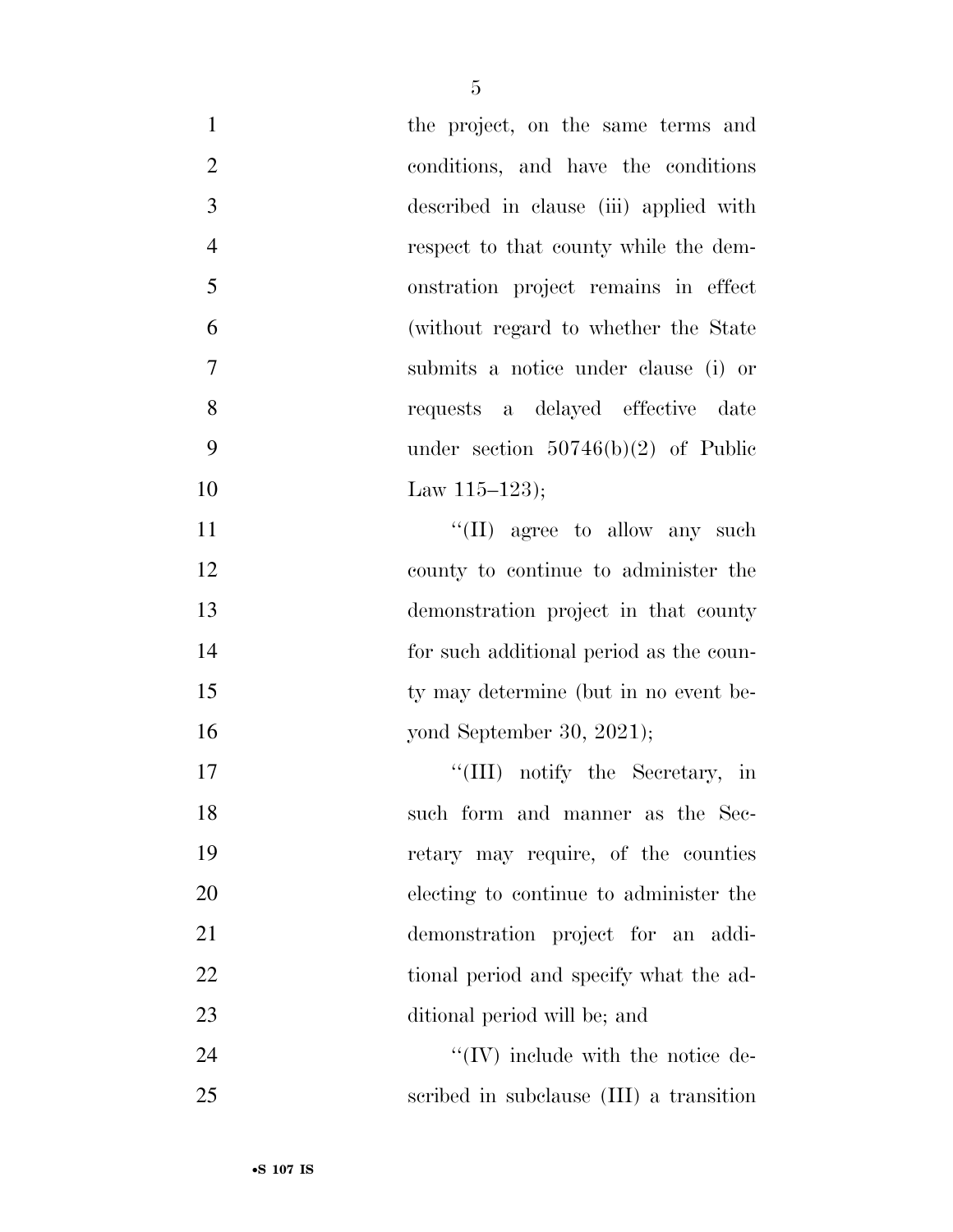the project, on the same terms and conditions, and have the conditions described in clause (iii) applied with respect to that county while the demonstration project remains in effect (without regard to whether the State submits a notice under clause (i) or requests a delayed effective date under section 50746(b)(2) of Public Law 115–123);

"(II) agree to allow any such county to continue to administer the demonstration project in that county for such additional period as the county may determine (but in no event beyond September 30, 2021);

"(III) notify the Secretary, in such form and manner as the Secretary may require, of the counties electing to continue to administer the demonstration project for an additional period and specify what the additional period will be; and

"(IV) include with the notice described in subclause (III) a transition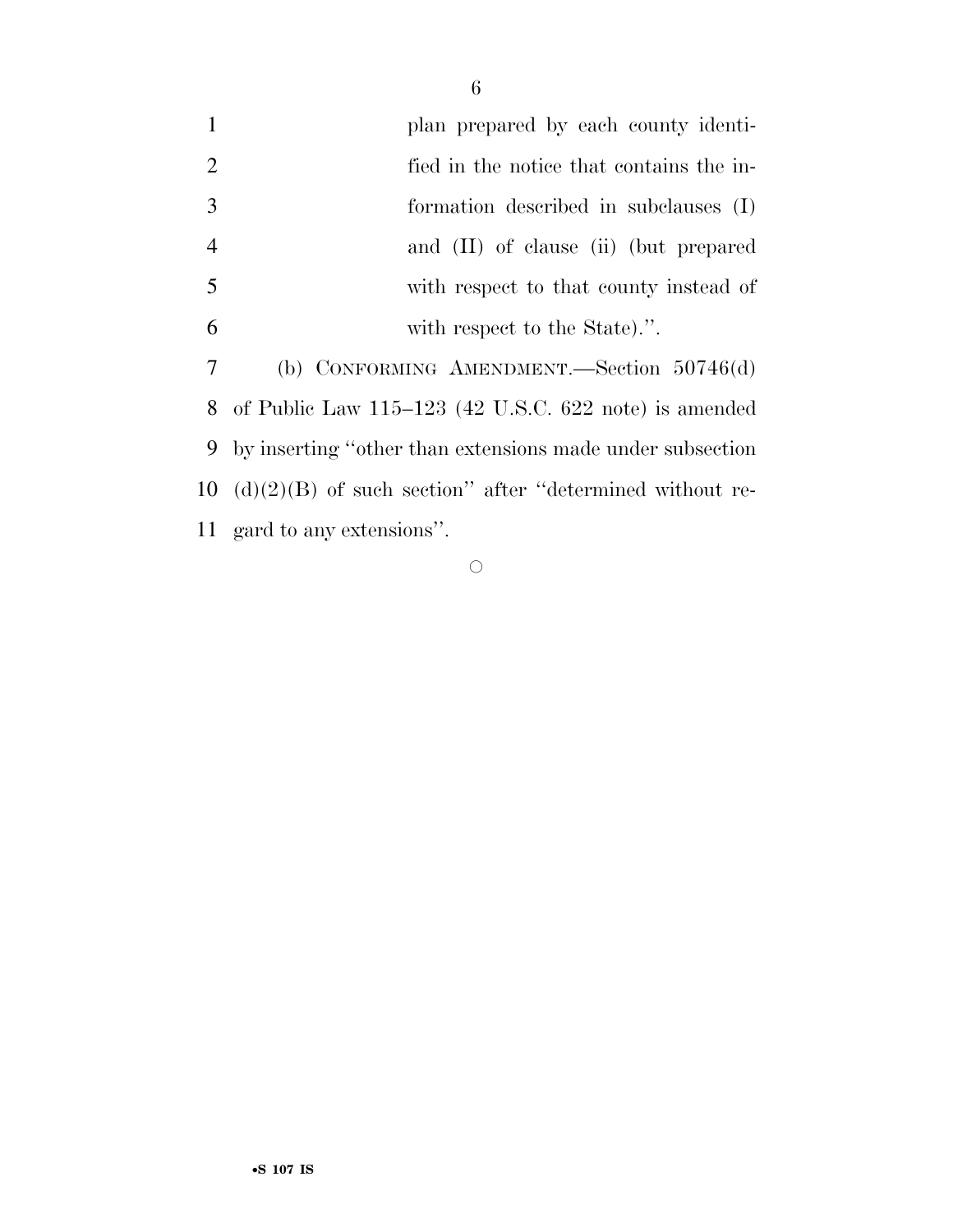plan prepared by each county identified in the notice that contains the information described in subclauses (I) and (II) of clause (ii) (but prepared with respect to that county instead of with respect to the State).''.

(b) CONFORMING AMENDMENT.—Section 50746(d) of Public Law 115–123 (42 U.S.C. 622 note) is amended by inserting ''other than extensions made under subsection (d)(2)(B) of such section'' after ''determined without regard to any extensions''.

○